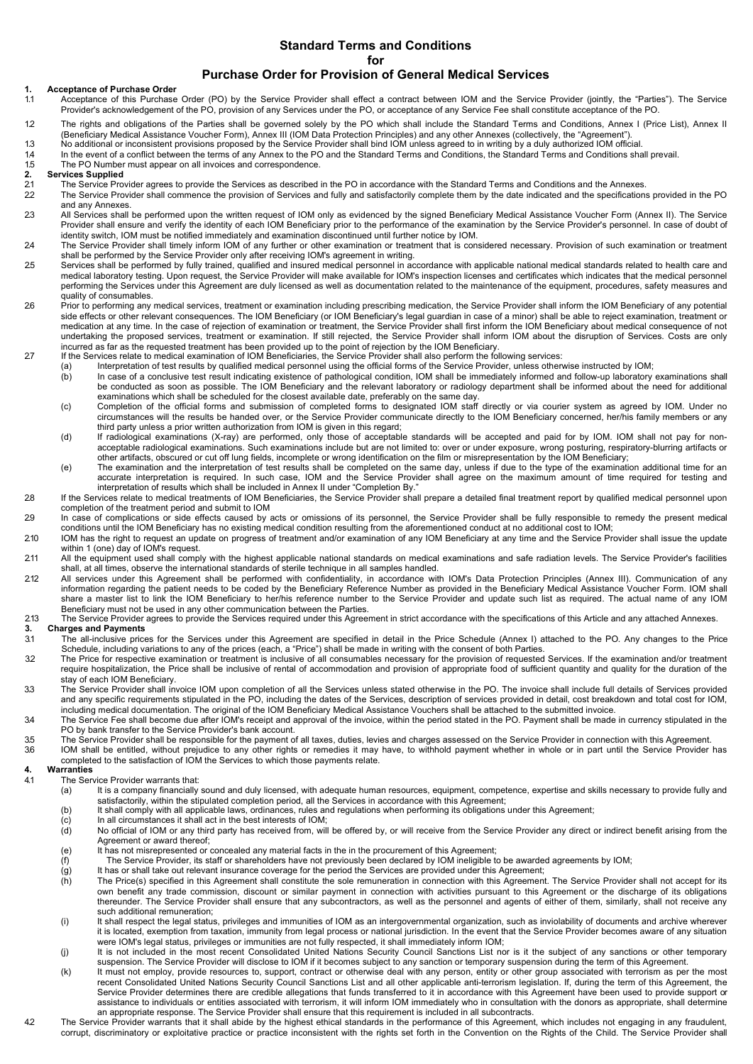# Standard Terms and Conditions
## for
## Purchase Order for Provision of General Medical Services

**1. Acceptance of Purchase Order**

1.1 Acceptance of this Purchase Order (PO) by the Service Provider shall effect a contract between IOM and the Service Provider (jointly, the "Parties"). The Service Provider's acknowledgement of the PO, provision of any Services under the PO, or acceptance of any Service Fee shall constitute acceptance of the PO.

1.2 The rights and obligations of the Parties shall be governed solely by the PO which shall include the Standard Terms and Conditions, Annex I (Price List), Annex II (Beneficiary Medical Assistance Voucher Form), Annex III (IOM Data Protection Principles) and any other Annexes (collectively, the "Agreement").

1.3 No additional or inconsistent provisions proposed by the Service Provider shall bind IOM unless agreed to in writing by a duly authorized IOM official.

1.4 In the event of a conflict between the terms of any Annex to the PO and the Standard Terms and Conditions, the Standard Terms and Conditions shall prevail.

1.5 The PO Number must appear on all invoices and correspondence.

**2. Services Supplied**

2.1 The Service Provider agrees to provide the Services as described in the PO in accordance with the Standard Terms and Conditions and the Annexes.

2.2 The Service Provider shall commence the provision of Services and fully and satisfactorily complete them by the date indicated and the specifications provided in the PO and any Annexes.

2.3 All Services shall be performed upon the written request of IOM only as evidenced by the signed Beneficiary Medical Assistance Voucher Form (Annex II). The Service Provider shall ensure and verify the identity of each IOM Beneficiary prior to the performance of the examination by the Service Provider's personnel. In case of doubt of identity switch, IOM must be notified immediately and examination discontinued until further notice by IOM.

2.4 The Service Provider shall timely inform IOM of any further or other examination or treatment that is considered necessary. Provision of such examination or treatment shall be performed by the Service Provider only after receiving IOM's agreement in writing.

2.5 Services shall be performed by fully trained, qualified and insured medical personnel in accordance with applicable national medical standards related to health care and medical laboratory testing. Upon request, the Service Provider will make available for IOM's inspection licenses and certificates which indicates that the medical personnel performing the Services under this Agreement are duly licensed as well as documentation related to the maintenance of the equipment, procedures, safety measures and quality of consumables.

2.6 Prior to performing any medical services, treatment or examination including prescribing medication, the Service Provider shall inform the IOM Beneficiary of any potential side effects or other relevant consequences. The IOM Beneficiary (or IOM Beneficiary's legal guardian in case of a minor) shall be able to reject examination, treatment or medication at any time. In the case of rejection of examination or treatment, the Service Provider shall first inform the IOM Beneficiary about medical consequence of not undertaking the proposed services, treatment or examination. If still rejected, the Service Provider shall inform IOM about the disruption of Services. Costs are only incurred as far as the requested treatment has been provided up to the point of rejection by the IOM Beneficiary.

2.7 If the Services relate to medical examination of IOM Beneficiaries, the Service Provider shall also perform the following services:

- (a) Interpretation of test results by qualified medical personnel using the official forms of the Service Provider, unless otherwise instructed by IOM;
- (b) In case of a conclusive test result indicating existence of pathological condition, IOM shall be immediately informed and follow-up laboratory examinations shall be conducted as soon as possible. The IOM Beneficiary and the relevant laboratory or radiology department shall be informed about the need for additional examinations which shall be scheduled for the closest available date, preferably on the same day.
- (c) Completion of the official forms and submission of completed forms to designated IOM staff directly or via courier system as agreed by IOM. Under no circumstances will the results be handed over, or the Service Provider communicate directly to the IOM Beneficiary concerned, her/his family members or any third party unless a prior written authorization from IOM is given in this regard;
- (d) If radiological examinations (X-ray) are performed, only those of acceptable standards will be accepted and paid for by IOM. IOM shall not pay for non-acceptable radiological examinations. Such examinations include but are not limited to: over or under exposure, wrong posturing, respiratory-blurring artifacts or other artifacts, obscured or cut off lung fields, incomplete or wrong identification on the film or misrepresentation by the IOM Beneficiary;
- (e) The examination and the interpretation of test results shall be completed on the same day, unless if due to the type of the examination additional time for an accurate interpretation is required. In such case, IOM and the Service Provider shall agree on the maximum amount of time required for testing and interpretation of results which shall be included in Annex II under "Completion By."

2.8 If the Services relate to medical treatments of IOM Beneficiaries, the Service Provider shall prepare a detailed final treatment report by qualified medical personnel upon completion of the treatment period and submit to IOM

2.9 In case of complications or side effects caused by acts or omissions of its personnel, the Service Provider shall be fully responsible to remedy the present medical conditions until the IOM Beneficiary has no existing medical condition resulting from the aforementioned conduct at no additional cost to IOM;

2.10 IOM has the right to request an update on progress of treatment and/or examination of any IOM Beneficiary at any time and the Service Provider shall issue the update within 1 (one) day of IOM's request.

2.11 All the equipment used shall comply with the highest applicable national standards on medical examinations and safe radiation levels. The Service Provider's facilities shall, at all times, observe the international standards of sterile technique in all samples handled.

2.12 All services under this Agreement shall be performed with confidentiality, in accordance with IOM's Data Protection Principles (Annex III). Communication of any information regarding the patient needs to be coded by the Beneficiary Reference Number as provided in the Beneficiary Medical Assistance Voucher Form. IOM shall share a master list to link the IOM Beneficiary to her/his reference number to the Service Provider and update such list as required. The actual name of any IOM Beneficiary must not be used in any other communication between the Parties.

2.13 The Service Provider agrees to provide the Services required under this Agreement in strict accordance with the specifications of this Article and any attached Annexes.

**3. Charges and Payments**

3.1 The all-inclusive prices for the Services under this Agreement are specified in detail in the Price Schedule (Annex I) attached to the PO. Any changes to the Price Schedule, including variations to any of the prices (each, a "Price") shall be made in writing with the consent of both Parties.

3.2 The Price for respective examination or treatment is inclusive of all consumables necessary for the provision of requested Services. If the examination and/or treatment require hospitalization, the Price shall be inclusive of rental of accommodation and provision of appropriate food of sufficient quantity and quality for the duration of the stay of each IOM Beneficiary.

3.3 The Service Provider shall invoice IOM upon completion of all the Services unless stated otherwise in the PO. The invoice shall include full details of Services provided and any specific requirements stipulated in the PO, including the dates of the Services, description of services provided in detail, cost breakdown and total cost for IOM, including medical documentation. The original of the IOM Beneficiary Medical Assistance Vouchers shall be attached to the submitted invoice.

3.4 The Service Fee shall become due after IOM's receipt and approval of the invoice, within the period stated in the PO. Payment shall be made in currency stipulated in the PO by bank transfer to the Service Provider's bank account.

3.5 The Service Provider shall be responsible for the payment of all taxes, duties, levies and charges assessed on the Service Provider in connection with this Agreement.

3.6 IOM shall be entitled, without prejudice to any other rights or remedies it may have, to withhold payment whether in whole or in part until the Service Provider has completed to the satisfaction of IOM the Services to which those payments relate.

**4. Warranties**

4.1 The Service Provider warrants that:

- (a) It is a company financially sound and duly licensed, with adequate human resources, equipment, competence, expertise and skills necessary to provide fully and satisfactorily, within the stipulated completion period, all the Services in accordance with this Agreement;
- (b) It shall comply with all applicable laws, ordinances, rules and regulations when performing its obligations under this Agreement;
- (c) In all circumstances it shall act in the best interests of IOM;
- (d) No official of IOM or any third party has received from, will be offered by, or will receive from the Service Provider any direct or indirect benefit arising from the Agreement or award thereof;
- (e) It has not misrepresented or concealed any material facts in the in the procurement of this Agreement;
- (f) The Service Provider, its staff or shareholders have not previously been declared by IOM ineligible to be awarded agreements by IOM;
- (g) It has or shall take out relevant insurance coverage for the period the Services are provided under this Agreement;
- (h) The Price(s) specified in this Agreement shall constitute the sole remuneration in connection with this Agreement. The Service Provider shall not accept for its own benefit any trade commission, discount or similar payment in connection with activities pursuant to this Agreement or the discharge of its obligations thereunder. The Service Provider shall ensure that any subcontractors, as well as the personnel and agents of either of them, similarly, shall not receive any such additional remuneration;
- (i) It shall respect the legal status, privileges and immunities of IOM as an intergovernmental organization, such as inviolability of documents and archive wherever it is located, exemption from taxation, immunity from legal process or national jurisdiction. In the event that the Service Provider becomes aware of any situation were IOM's legal status, privileges or immunities are not fully respected, it shall immediately inform IOM;
- (j) It is not included in the most recent Consolidated United Nations Security Council Sanctions List nor is it the subject of any sanctions or other temporary suspension. The Service Provider will disclose to IOM if it becomes subject to any sanction or temporary suspension during the term of this Agreement.
- (k) It must not employ, provide resources to, support, contract or otherwise deal with any person, entity or other group associated with terrorism as per the most recent Consolidated United Nations Security Council Sanctions List and all other applicable anti-terrorism legislation. If, during the term of this Agreement, the Service Provider determines there are credible allegations that funds transferred to it in accordance with this Agreement have been used to provide support or assistance to individuals or entities associated with terrorism, it will inform IOM immediately who in consultation with the donors as appropriate, shall determine an appropriate response. The Service Provider shall ensure that this requirement is included in all subcontracts.

4.2 The Service Provider warrants that it shall abide by the highest ethical standards in the performance of this Agreement, which includes not engaging in any fraudulent, corrupt, discriminatory or exploitative practice or practice inconsistent with the rights set forth in the Convention on the Rights of the Child. The Service Provider shall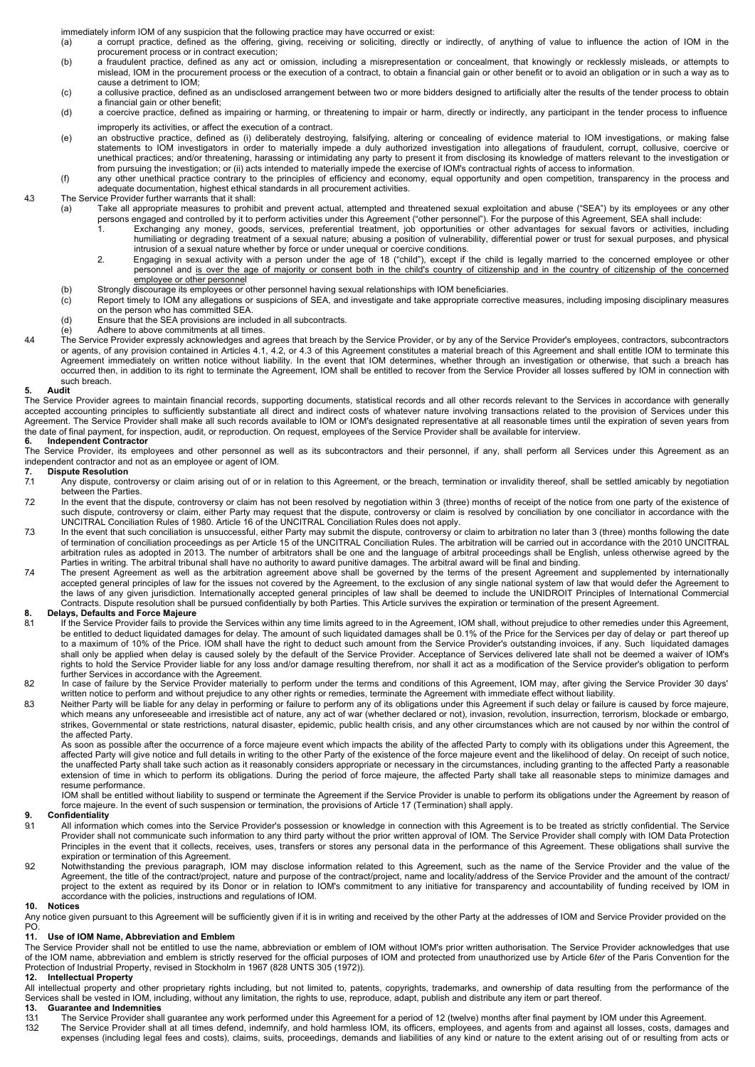immediately inform IOM of any suspicion that the following practice may have occurred or exist:

(a) a corrupt practice, defined as the offering, giving, receiving or soliciting, directly or indirectly, of anything of value to influence the action of IOM in the procurement process or in contract execution;

(b) a fraudulent practice, defined as any act or omission, including a misrepresentation or concealment, that knowingly or recklessly misleads, or attempts to mislead, IOM in the procurement process or the execution of a contract, to obtain a financial gain or other benefit or to avoid an obligation or in such a way as to cause a detriment to IOM;

(c) a collusive practice, defined as an undisclosed arrangement between two or more bidders designed to artificially alter the results of the tender process to obtain a financial gain or other benefit;

(d) a coercive practice, defined as impairing or harming, or threatening to impair or harm, directly or indirectly, any participant in the tender process to influence improperly its activities, or affect the execution of a contract.

(e) an obstructive practice, defined as (i) deliberately destroying, falsifying, altering or concealing of evidence material to IOM investigations, or making false statements to IOM investigators in order to materially impede a duly authorized investigation into allegations of fraudulent, corrupt, collusive, coercive or unethical practices; and/or threatening, harassing or intimidating any party to present it from disclosing its knowledge of matters relevant to the investigation or from pursuing the investigation; or (ii) acts intended to materially impede the exercise of IOM's contractual rights of access to information.

(f) any other unethical practice contrary to the principles of efficiency and economy, equal opportunity and open competition, transparency in the process and adequate documentation, highest ethical standards in all procurement activities.

4.3 The Service Provider further warrants that it shall:

(a) Take all appropriate measures to prohibit and prevent actual, attempted and threatened sexual exploitation and abuse ("SEA") by its employees or any other persons engaged and controlled by it to perform activities under this Agreement ("other personnel"). For the purpose of this Agreement, SEA shall include:

1. Exchanging any money, goods, services, preferential treatment, job opportunities or other advantages for sexual favors or activities, including humiliating or degrading treatment of a sexual nature; abusing a position of vulnerability, differential power or trust for sexual purposes, and physical intrusion of a sexual nature whether by force or under unequal or coercive conditions.
2. Engaging in sexual activity with a person under the age of 18 ("child"), except if the child is legally married to the concerned employee or other personnel and is over the age of majority or consent both in the child's country of citizenship and in the country of citizenship of the concerned employee or other personnel

(b) Strongly discourage its employees or other personnel having sexual relationships with IOM beneficiaries.

(c) Report timely to IOM any allegations or suspicions of SEA, and investigate and take appropriate corrective measures, including imposing disciplinary measures on the person who has committed SEA.

(d) Ensure that the SEA provisions are included in all subcontracts.

(e) Adhere to above commitments at all times.

4.4 The Service Provider expressly acknowledges and agrees that breach by the Service Provider, or by any of the Service Provider's employees, contractors, subcontractors or agents, of any provision contained in Articles 4.1, 4.2, or 4.3 of this Agreement constitutes a material breach of this Agreement and shall entitle IOM to terminate this Agreement immediately on written notice without liability. In the event that IOM determines, whether through an investigation or otherwise, that such a breach has occurred then, in addition to its right to terminate the Agreement, IOM shall be entitled to recover from the Service Provider all losses suffered by IOM in connection with such breach.

## 5. Audit

The Service Provider agrees to maintain financial records, supporting documents, statistical records and all other records relevant to the Services in accordance with generally accepted accounting principles to sufficiently substantiate all direct and indirect costs of whatever nature involving transactions related to the provision of Services under this Agreement. The Service Provider shall make all such records available to IOM or IOM's designated representative at all reasonable times until the expiration of seven years from the date of final payment, for inspection, audit, or reproduction. On request, employees of the Service Provider shall be available for interview.

## 6. Independent Contractor

The Service Provider, its employees and other personnel as well as its subcontractors and their personnel, if any, shall perform all Services under this Agreement as an independent contractor and not as an employee or agent of IOM.

## 7. Dispute Resolution

7.1 Any dispute, controversy or claim arising out of or in relation to this Agreement, or the breach, termination or invalidity thereof, shall be settled amicably by negotiation between the Parties.

7.2 In the event that the dispute, controversy or claim has not been resolved by negotiation within 3 (three) months of receipt of the notice from one party of the existence of such dispute, controversy or claim, either Party may request that the dispute, controversy or claim is resolved by conciliation by one conciliator in accordance with the UNCITRAL Conciliation Rules of 1980. Article 16 of the UNCITRAL Conciliation Rules does not apply.

7.3 In the event that such conciliation is unsuccessful, either Party may submit the dispute, controversy or claim to arbitration no later than 3 (three) months following the date of termination of conciliation proceedings as per Article 15 of the UNCITRAL Conciliation Rules. The arbitration will be carried out in accordance with the 2010 UNCITRAL arbitration rules as adopted in 2013. The number of arbitrators shall be one and the language of arbitral proceedings shall be English, unless otherwise agreed by the Parties in writing. The arbitral tribunal shall have no authority to award punitive damages. The arbitral award will be final and binding.

7.4 The present Agreement as well as the arbitration agreement above shall be governed by the terms of the present Agreement and supplemented by internationally accepted general principles of law for the issues not covered by the Agreement, to the exclusion of any single national system of law that would defer the Agreement to the laws of any given jurisdiction. Internationally accepted general principles of law shall be deemed to include the UNIDROIT Principles of International Commercial Contracts. Dispute resolution shall be pursued confidentially by both Parties. This Article survives the expiration or termination of the present Agreement.

## 8. Delays, Defaults and Force Majeure

8.1 If the Service Provider fails to provide the Services within any time limits agreed to in the Agreement, IOM shall, without prejudice to other remedies under this Agreement, be entitled to deduct liquidated damages for delay. The amount of such liquidated damages shall be 0.1% of the Price for the Services per day of delay or part thereof up to a maximum of 10% of the Price. IOM shall have the right to deduct such amount from the Service Provider's outstanding invoices, if any. Such liquidated damages shall only be applied when delay is caused solely by the default of the Service Provider. Acceptance of Services delivered late shall not be deemed a waiver of IOM's rights to hold the Service Provider liable for any loss and/or damage resulting therefrom, nor shall it act as a modification of the Service provider's obligation to perform further Services in accordance with the Agreement.

8.2 In case of failure by the Service Provider materially to perform under the terms and conditions of this Agreement, IOM may, after giving the Service Provider 30 days' written notice to perform and without prejudice to any other rights or remedies, terminate the Agreement with immediate effect without liability.

8.3 Neither Party will be liable for any delay in performing or failure to perform any of its obligations under this Agreement if such delay or failure is caused by force majeure, which means any unforeseeable and irresistible act of nature, any act of war (whether declared or not), invasion, revolution, insurrection, terrorism, blockade or embargo, strikes, Governmental or state restrictions, natural disaster, epidemic, public health crisis, and any other circumstances which are not caused by nor within the control of the affected Party.

As soon as possible after the occurrence of a force majeure event which impacts the ability of the affected Party to comply with its obligations under this Agreement, the affected Party will give notice and full details in writing to the other Party of the existence of the force majeure event and the likelihood of delay. On receipt of such notice, the unaffected Party shall take such action as it reasonably considers appropriate or necessary in the circumstances, including granting to the affected Party a reasonable extension of time in which to perform its obligations. During the period of force majeure, the affected Party shall take all reasonable steps to minimize damages and resume performance.

IOM shall be entitled without liability to suspend or terminate the Agreement if the Service Provider is unable to perform its obligations under the Agreement by reason of force majeure. In the event of such suspension or termination, the provisions of Article 17 (Termination) shall apply.

## 9. Confidentiality

9.1 All information which comes into the Service Provider's possession or knowledge in connection with this Agreement is to be treated as strictly confidential. The Service Provider shall not communicate such information to any third party without the prior written approval of IOM. The Service Provider shall comply with IOM Data Protection Principles in the event that it collects, receives, uses, transfers or stores any personal data in the performance of this Agreement. These obligations shall survive the expiration or termination of this Agreement.

9.2 Notwithstanding the previous paragraph, IOM may disclose information related to this Agreement, such as the name of the Service Provider and the value of the Agreement, the title of the contract/project, nature and purpose of the contract/project, name and locality/address of the Service Provider and the amount of the contract/ project to the extent as required by its Donor or in relation to IOM's commitment to any initiative for transparency and accountability of funding received by IOM in accordance with the policies, instructions and regulations of IOM.

## 10. Notices

Any notice given pursuant to this Agreement will be sufficiently given if it is in writing and received by the other Party at the addresses of IOM and Service Provider provided on the PO.

## 11. Use of IOM Name, Abbreviation and Emblem

The Service Provider shall not be entitled to use the name, abbreviation or emblem of IOM without IOM's prior written authorisation. The Service Provider acknowledges that use of the IOM name, abbreviation and emblem is strictly reserved for the official purposes of IOM and protected from unauthorized use by Article 6*ter* of the Paris Convention for the Protection of Industrial Property, revised in Stockholm in 1967 (828 UNTS 305 (1972)).

## 12. Intellectual Property

All intellectual property and other proprietary rights including, but not limited to, patents, copyrights, trademarks, and ownership of data resulting from the performance of the Services shall be vested in IOM, including, without any limitation, the rights to use, reproduce, adapt, publish and distribute any item or part thereof.

## 13. Guarantee and Indemnities

13.1 The Service Provider shall guarantee any work performed under this Agreement for a period of 12 (twelve) months after final payment by IOM under this Agreement.

13.2 The Service Provider shall at all times defend, indemnify, and hold harmless IOM, its officers, employees, and agents from and against all losses, costs, damages and expenses (including legal fees and costs), claims, suits, proceedings, demands and liabilities of any kind or nature to the extent arising out of or resulting from acts or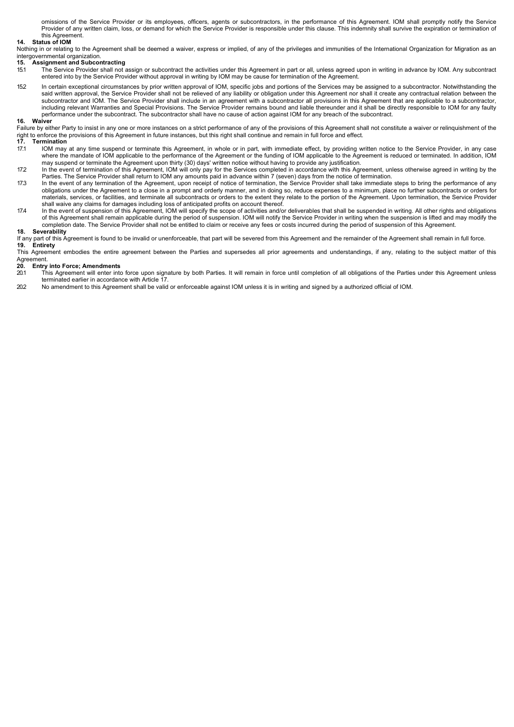omissions of the Service Provider or its employees, officers, agents or subcontractors, in the performance of this Agreement. IOM shall promptly notify the Service Provider of any written claim, loss, or demand for which the Service Provider is responsible under this clause. This indemnity shall survive the expiration or termination of this Agreement.

**14. Status of IOM**

Nothing in or relating to the Agreement shall be deemed a waiver, express or implied, of any of the privileges and immunities of the International Organization for Migration as an intergovernmental organization.

**15. Assignment and Subcontracting**

15.1 The Service Provider shall not assign or subcontract the activities under this Agreement in part or all, unless agreed upon in writing in advance by IOM. Any subcontract entered into by the Service Provider without approval in writing by IOM may be cause for termination of the Agreement.

15.2 In certain exceptional circumstances by prior written approval of IOM, specific jobs and portions of the Services may be assigned to a subcontractor. Notwithstanding the said written approval, the Service Provider shall not be relieved of any liability or obligation under this Agreement nor shall it create any contractual relation between the subcontractor and IOM. The Service Provider shall include in an agreement with a subcontractor all provisions in this Agreement that are applicable to a subcontractor, including relevant Warranties and Special Provisions. The Service Provider remains bound and liable thereunder and it shall be directly responsible to IOM for any faulty performance under the subcontract. The subcontractor shall have no cause of action against IOM for any breach of the subcontract.

**16. Waiver**

Failure by either Party to insist in any one or more instances on a strict performance of any of the provisions of this Agreement shall not constitute a waiver or relinquishment of the right to enforce the provisions of this Agreement in future instances, but this right shall continue and remain in full force and effect.

**17. Termination**

17.1 IOM may at any time suspend or terminate this Agreement, in whole or in part, with immediate effect, by providing written notice to the Service Provider, in any case where the mandate of IOM applicable to the performance of the Agreement or the funding of IOM applicable to the Agreement is reduced or terminated. In addition, IOM may suspend or terminate the Agreement upon thirty (30) days' written notice without having to provide any justification.

17.2 In the event of termination of this Agreement, IOM will only pay for the Services completed in accordance with this Agreement, unless otherwise agreed in writing by the Parties. The Service Provider shall return to IOM any amounts paid in advance within 7 (seven) days from the notice of termination.

17.3 In the event of any termination of the Agreement, upon receipt of notice of termination, the Service Provider shall take immediate steps to bring the performance of any obligations under the Agreement to a close in a prompt and orderly manner, and in doing so, reduce expenses to a minimum, place no further subcontracts or orders for materials, services, or facilities, and terminate all subcontracts or orders to the extent they relate to the portion of the Agreement. Upon termination, the Service Provider shall waive any claims for damages including loss of anticipated profits on account thereof.

17.4 In the event of suspension of this Agreement, IOM will specify the scope of activities and/or deliverables that shall be suspended in writing. All other rights and obligations of this Agreement shall remain applicable during the period of suspension. IOM will notify the Service Provider in writing when the suspension is lifted and may modify the completion date. The Service Provider shall not be entitled to claim or receive any fees or costs incurred during the period of suspension of this Agreement.

**18. Severability**

If any part of this Agreement is found to be invalid or unenforceable, that part will be severed from this Agreement and the remainder of the Agreement shall remain in full force.

**19. Entirety**

This Agreement embodies the entire agreement between the Parties and supersedes all prior agreements and understandings, if any, relating to the subject matter of this Agreement.

**20. Entry into Force; Amendments**

20.1 This Agreement will enter into force upon signature by both Parties. It will remain in force until completion of all obligations of the Parties under this Agreement unless terminated earlier in accordance with Article 17.

20.2 No amendment to this Agreement shall be valid or enforceable against IOM unless it is in writing and signed by a authorized official of IOM.